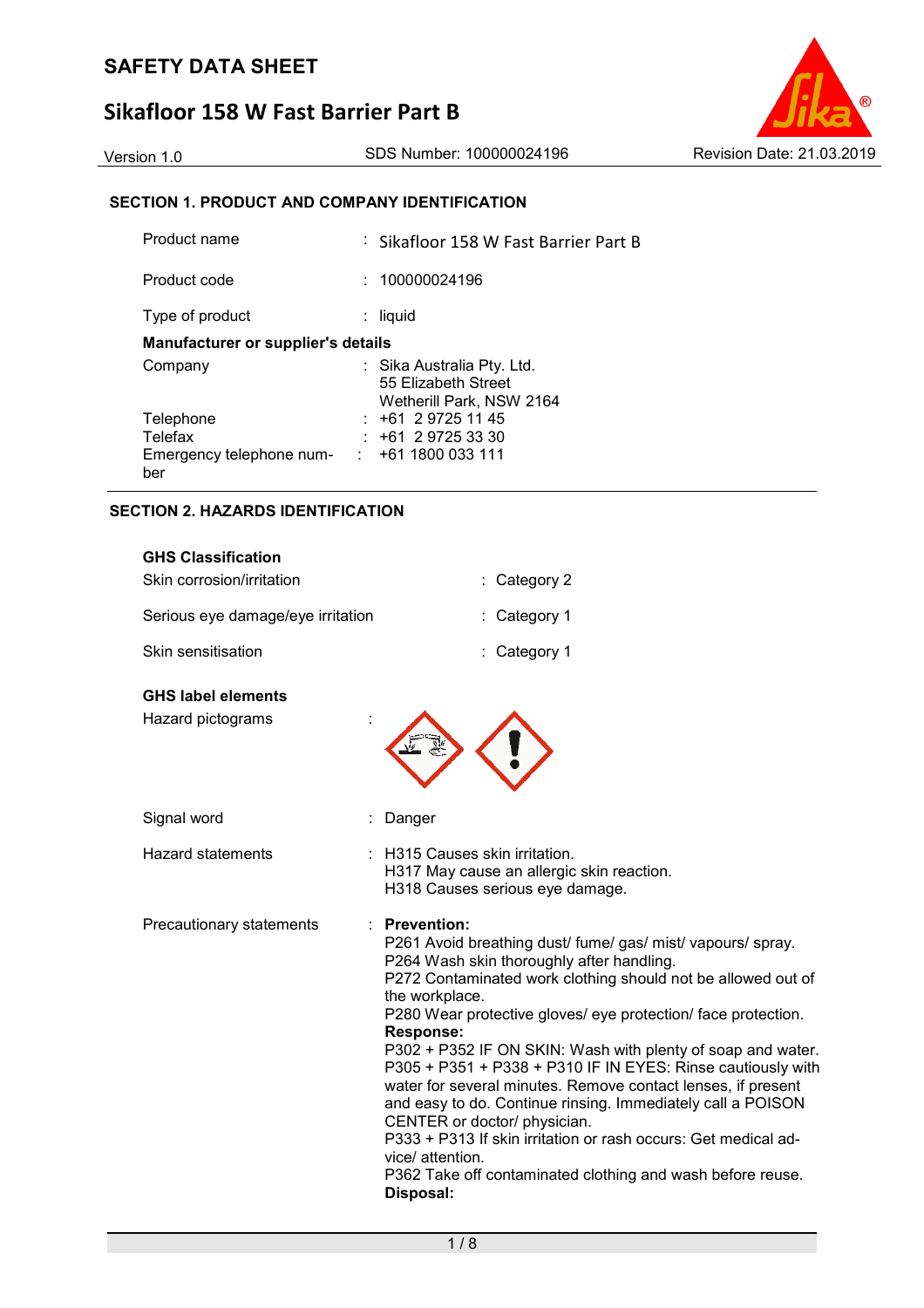# SAFETY DATA SHEET

# Sikafloor 158 W Fast Barrier Part B

Version 1.0 SDS Number: 100000024196 Revision Date: 21.03.2019

## SECTION 1. PRODUCT AND COMPANY IDENTIFICATION

| | | |
|---|---|---|
| Product name | : | Sikafloor 158 W Fast Barrier Part B |
| Product code | : | 100000024196 |
| Type of product | : | liquid |

**Manufacturer or supplier's details**

| | | |
|---|---|---|
| Company | : | Sika Australia Pty. Ltd.<br>55 Elizabeth Street<br>Wetherill Park, NSW 2164 |
| Telephone | : | +61 2 9725 11 45 |
| Telefax | : | +61 2 9725 33 30 |
| Emergency telephone number | : | +61 1800 033 111 |

## SECTION 2. HAZARDS IDENTIFICATION

**GHS Classification**

| | | |
|---|---|---|
| Skin corrosion/irritation | : | Category 2 |
| Serious eye damage/eye irritation | : | Category 1 |
| Skin sensitisation | : | Category 1 |

**GHS label elements**

Hazard pictograms :

Signal word : Danger

Hazard statements :
H315 Causes skin irritation.
H317 May cause an allergic skin reaction.
H318 Causes serious eye damage.

Precautionary statements :

**Prevention:**
P261 Avoid breathing dust/ fume/ gas/ mist/ vapours/ spray.
P264 Wash skin thoroughly after handling.
P272 Contaminated work clothing should not be allowed out of the workplace.
P280 Wear protective gloves/ eye protection/ face protection.

**Response:**
P302 + P352 IF ON SKIN: Wash with plenty of soap and water.
P305 + P351 + P338 + P310 IF IN EYES: Rinse cautiously with water for several minutes. Remove contact lenses, if present and easy to do. Continue rinsing. Immediately call a POISON CENTER or doctor/ physician.
P333 + P313 If skin irritation or rash occurs: Get medical advice/ attention.
P362 Take off contaminated clothing and wash before reuse.

**Disposal:**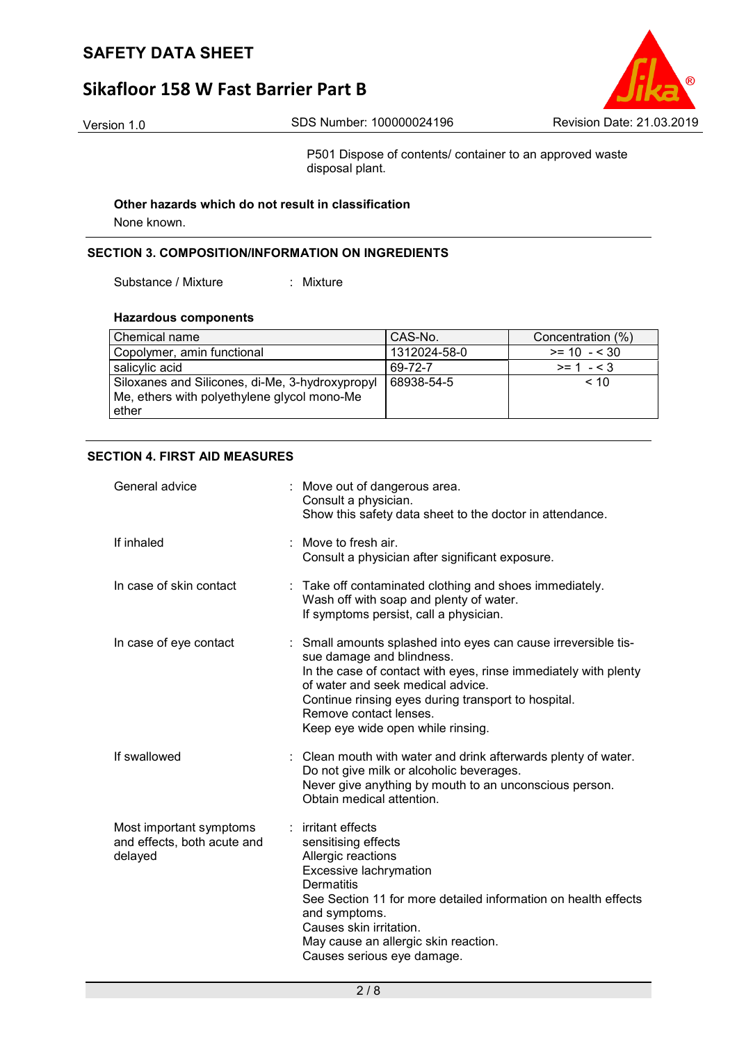P501 Dispose of contents/ container to an approved waste disposal plant.

**Other hazards which do not result in classification**

None known.

## SECTION 3. COMPOSITION/INFORMATION ON INGREDIENTS

Substance / Mixture : Mixture

**Hazardous components**

| Chemical name | CAS-No. | Concentration (%) |
|---|---|---|
| Copolymer, amin functional | 1312024-58-0 | >= 10 - < 30 |
| salicylic acid | 69-72-7 | >= 1 - < 3 |
| Siloxanes and Silicones, di-Me, 3-hydroxypropyl Me, ethers with polyethylene glycol mono-Me ether | 68938-54-5 | < 10 |

## SECTION 4. FIRST AID MEASURES

General advice : Move out of dangerous area.
Consult a physician.
Show this safety data sheet to the doctor in attendance.

If inhaled : Move to fresh air.
Consult a physician after significant exposure.

In case of skin contact : Take off contaminated clothing and shoes immediately.
Wash off with soap and plenty of water.
If symptoms persist, call a physician.

In case of eye contact : Small amounts splashed into eyes can cause irreversible tissue damage and blindness.
In the case of contact with eyes, rinse immediately with plenty of water and seek medical advice.
Continue rinsing eyes during transport to hospital.
Remove contact lenses.
Keep eye wide open while rinsing.

If swallowed : Clean mouth with water and drink afterwards plenty of water.
Do not give milk or alcoholic beverages.
Never give anything by mouth to an unconscious person.
Obtain medical attention.

Most important symptoms and effects, both acute and delayed : irritant effects
sensitising effects
Allergic reactions
Excessive lachrymation
Dermatitis
See Section 11 for more detailed information on health effects and symptoms.
Causes skin irritation.
May cause an allergic skin reaction.
Causes serious eye damage.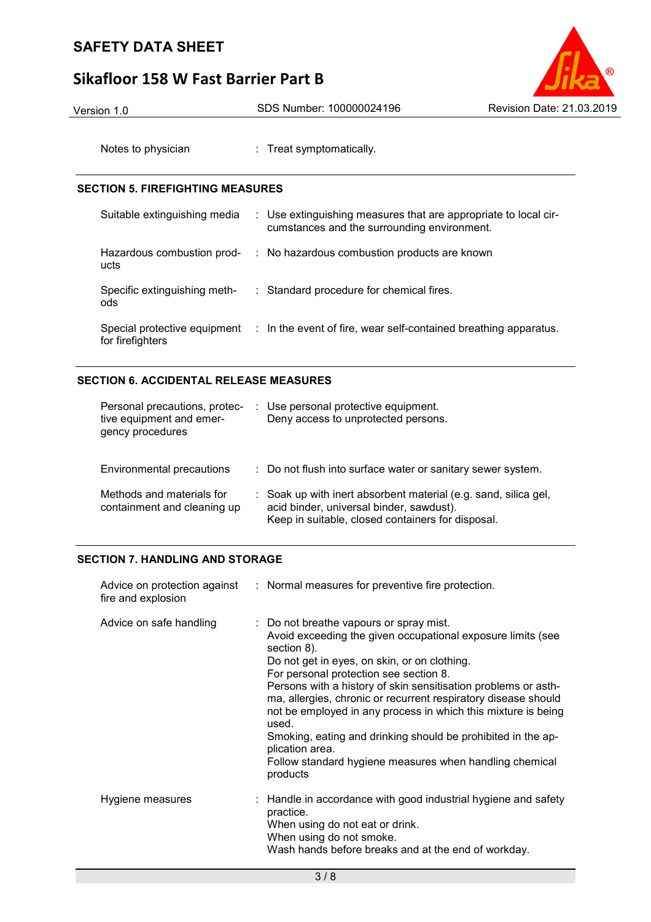| | | |
|---|---|---|
| Notes to physician | : | Treat symptomatically. |

## SECTION 5. FIREFIGHTING MEASURES

| | | |
|---|---|---|
| Suitable extinguishing media | : | Use extinguishing measures that are appropriate to local circumstances and the surrounding environment. |
| Hazardous combustion products | : | No hazardous combustion products are known |
| Specific extinguishing methods | : | Standard procedure for chemical fires. |
| Special protective equipment for firefighters | : | In the event of fire, wear self-contained breathing apparatus. |

## SECTION 6. ACCIDENTAL RELEASE MEASURES

| | | |
|---|---|---|
| Personal precautions, protective equipment and emergency procedures | : | Use personal protective equipment.<br>Deny access to unprotected persons. |
| Environmental precautions | : | Do not flush into surface water or sanitary sewer system. |
| Methods and materials for containment and cleaning up | : | Soak up with inert absorbent material (e.g. sand, silica gel, acid binder, universal binder, sawdust).<br>Keep in suitable, closed containers for disposal. |

## SECTION 7. HANDLING AND STORAGE

| | | |
|---|---|---|
| Advice on protection against fire and explosion | : | Normal measures for preventive fire protection. |
| Advice on safe handling | : | Do not breathe vapours or spray mist.<br>Avoid exceeding the given occupational exposure limits (see section 8).<br>Do not get in eyes, on skin, or on clothing.<br>For personal protection see section 8.<br>Persons with a history of skin sensitisation problems or asthma, allergies, chronic or recurrent respiratory disease should not be employed in any process in which this mixture is being used.<br>Smoking, eating and drinking should be prohibited in the application area.<br>Follow standard hygiene measures when handling chemical products |
| Hygiene measures | : | Handle in accordance with good industrial hygiene and safety practice.<br>When using do not eat or drink.<br>When using do not smoke.<br>Wash hands before breaks and at the end of workday. |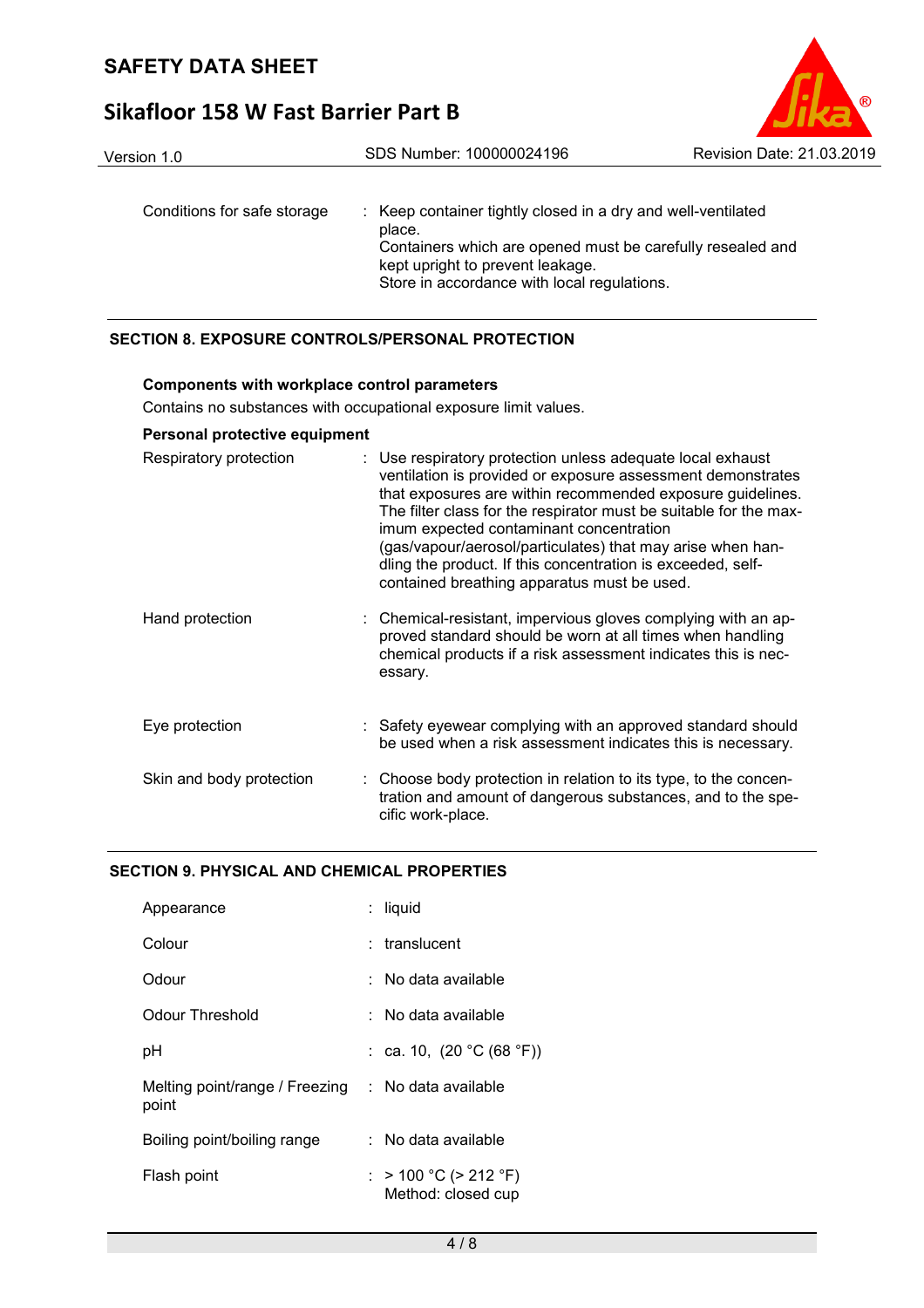| | |
|---|---|
| Conditions for safe storage | : Keep container tightly closed in a dry and well-ventilated place.<br>Containers which are opened must be carefully resealed and kept upright to prevent leakage.<br>Store in accordance with local regulations. |

## SECTION 8. EXPOSURE CONTROLS/PERSONAL PROTECTION

**Components with workplace control parameters**

Contains no substances with occupational exposure limit values.

**Personal protective equipment**

| | |
|---|---|
| Respiratory protection | : Use respiratory protection unless adequate local exhaust ventilation is provided or exposure assessment demonstrates that exposures are within recommended exposure guidelines. The filter class for the respirator must be suitable for the maximum expected contaminant concentration (gas/vapour/aerosol/particulates) that may arise when handling the product. If this concentration is exceeded, self-contained breathing apparatus must be used. |
| Hand protection | : Chemical-resistant, impervious gloves complying with an approved standard should be worn at all times when handling chemical products if a risk assessment indicates this is necessary. |
| Eye protection | : Safety eyewear complying with an approved standard should be used when a risk assessment indicates this is necessary. |
| Skin and body protection | : Choose body protection in relation to its type, to the concentration and amount of dangerous substances, and to the specific work-place. |

## SECTION 9. PHYSICAL AND CHEMICAL PROPERTIES

| | |
|---|---|
| Appearance | : liquid |
| Colour | : translucent |
| Odour | : No data available |
| Odour Threshold | : No data available |
| pH | : ca. 10, (20 °C (68 °F)) |
| Melting point/range / Freezing point | : No data available |
| Boiling point/boiling range | : No data available |
| Flash point | : > 100 °C (> 212 °F)<br>Method: closed cup |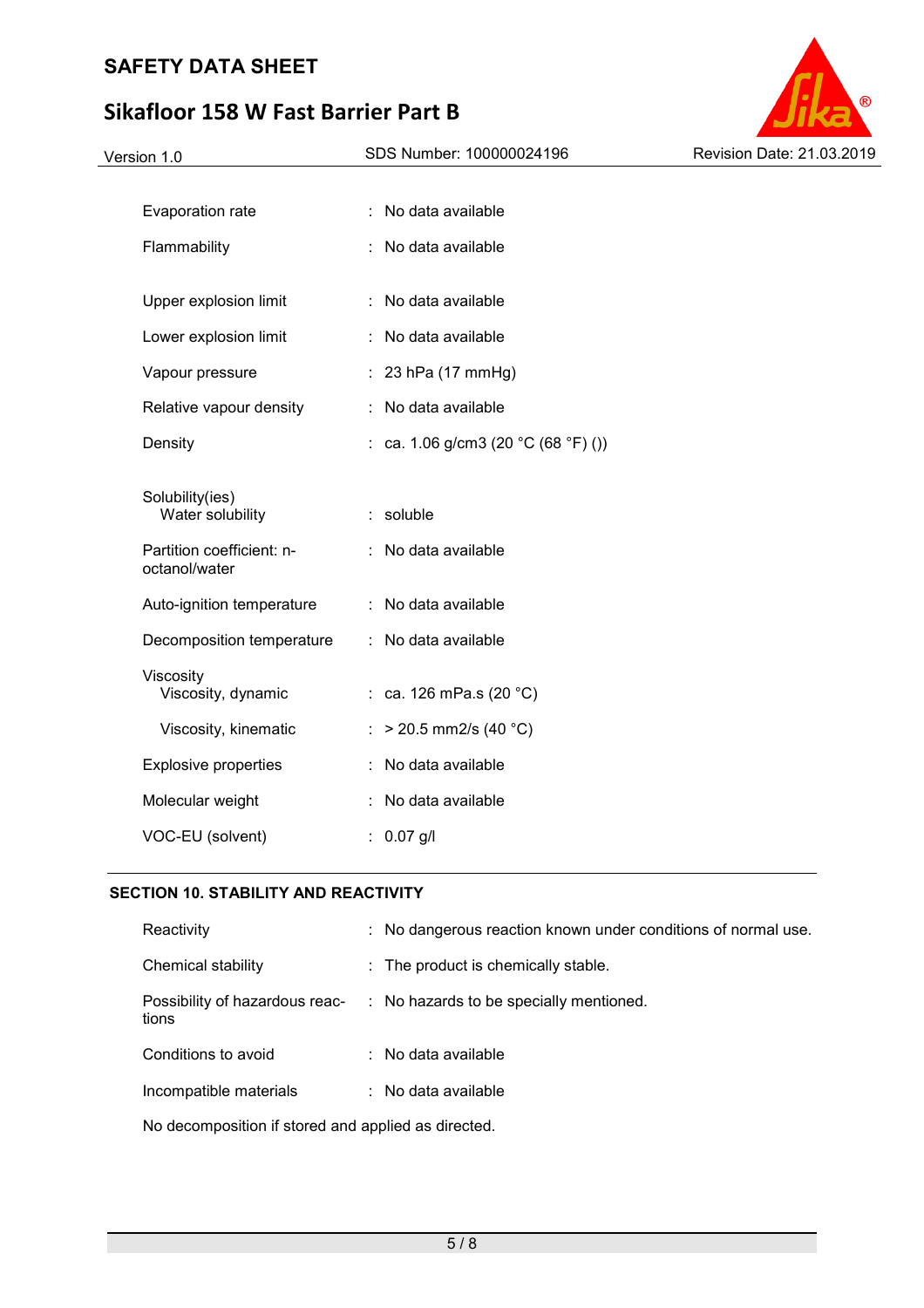| | |
|---|---|
| Evaporation rate | : No data available |
| Flammability | : No data available |
| Upper explosion limit | : No data available |
| Lower explosion limit | : No data available |
| Vapour pressure | : 23 hPa (17 mmHg) |
| Relative vapour density | : No data available |
| Density | : ca. 1.06 g/cm3 (20 °C (68 °F) ()) |
| Solubility(ies) | |
| Water solubility | : soluble |
| Partition coefficient: n-octanol/water | : No data available |
| Auto-ignition temperature | : No data available |
| Decomposition temperature | : No data available |
| Viscosity | |
| Viscosity, dynamic | : ca. 126 mPa.s (20 °C) |
| Viscosity, kinematic | : > 20.5 mm2/s (40 °C) |
| Explosive properties | : No data available |
| Molecular weight | : No data available |
| VOC-EU (solvent) | : 0.07 g/l |

## SECTION 10. STABILITY AND REACTIVITY

| | |
|---|---|
| Reactivity | : No dangerous reaction known under conditions of normal use. |
| Chemical stability | : The product is chemically stable. |
| Possibility of hazardous reactions | : No hazards to be specially mentioned. |
| Conditions to avoid | : No data available |
| Incompatible materials | : No data available |

No decomposition if stored and applied as directed.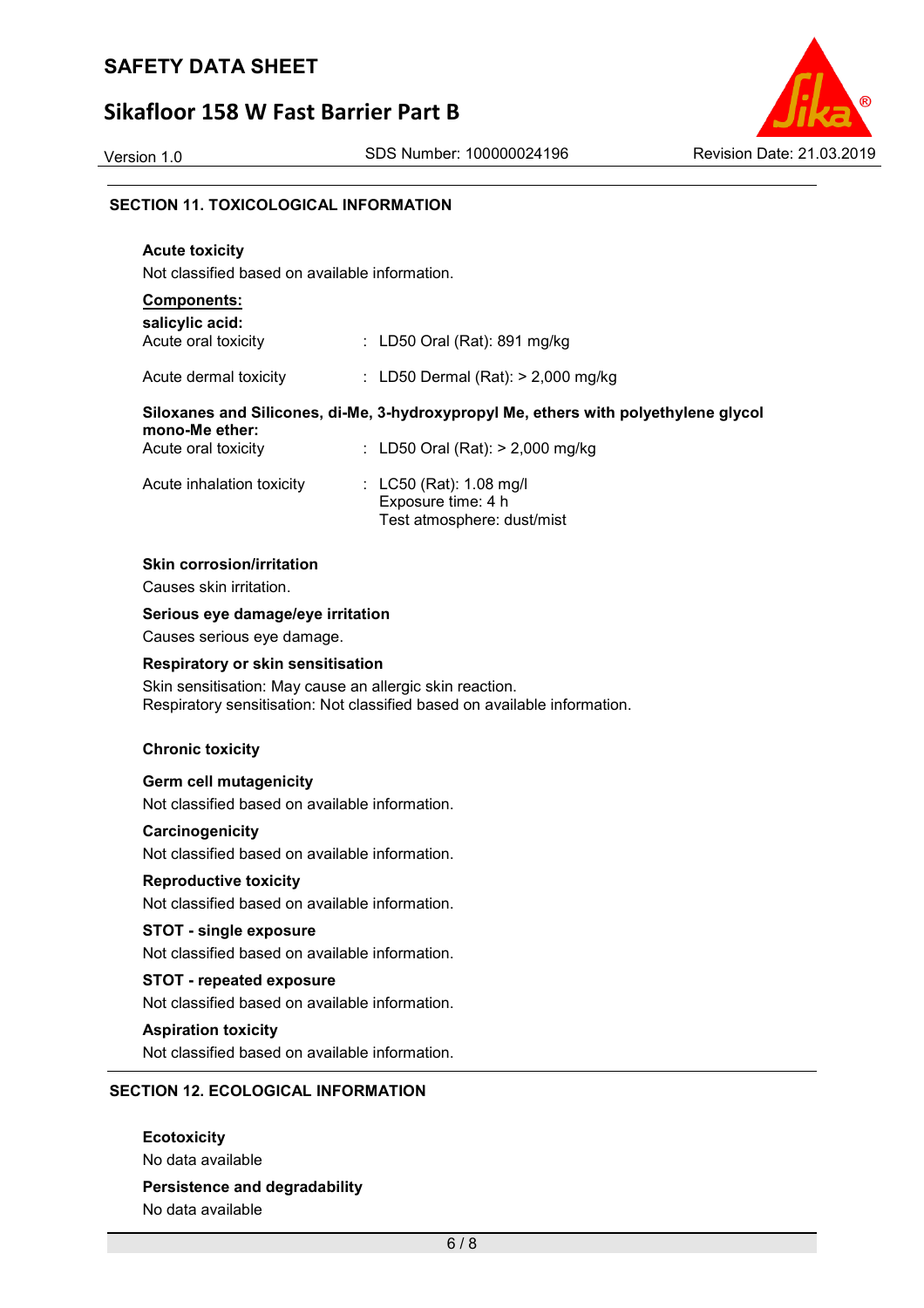## SECTION 11. TOXICOLOGICAL INFORMATION

### Acute toxicity

Not classified based on available information.

**Components:**

**salicylic acid:**

| | |
|---|---|
| Acute oral toxicity | : LD50 Oral (Rat): 891 mg/kg |
| Acute dermal toxicity | : LD50 Dermal (Rat): > 2,000 mg/kg |

**Siloxanes and Silicones, di-Me, 3-hydroxypropyl Me, ethers with polyethylene glycol mono-Me ether:**

| | |
|---|---|
| Acute oral toxicity | : LD50 Oral (Rat): > 2,000 mg/kg |
| Acute inhalation toxicity | : LC50 (Rat): 1.08 mg/l<br>Exposure time: 4 h<br>Test atmosphere: dust/mist |

### Skin corrosion/irritation

Causes skin irritation.

### Serious eye damage/eye irritation

Causes serious eye damage.

### Respiratory or skin sensitisation

Skin sensitisation: May cause an allergic skin reaction.
Respiratory sensitisation: Not classified based on available information.

### Chronic toxicity

### Germ cell mutagenicity

Not classified based on available information.

### Carcinogenicity

Not classified based on available information.

### Reproductive toxicity

Not classified based on available information.

### STOT - single exposure

Not classified based on available information.

### STOT - repeated exposure

Not classified based on available information.

### Aspiration toxicity

Not classified based on available information.

## SECTION 12. ECOLOGICAL INFORMATION

### Ecotoxicity

No data available

### Persistence and degradability

No data available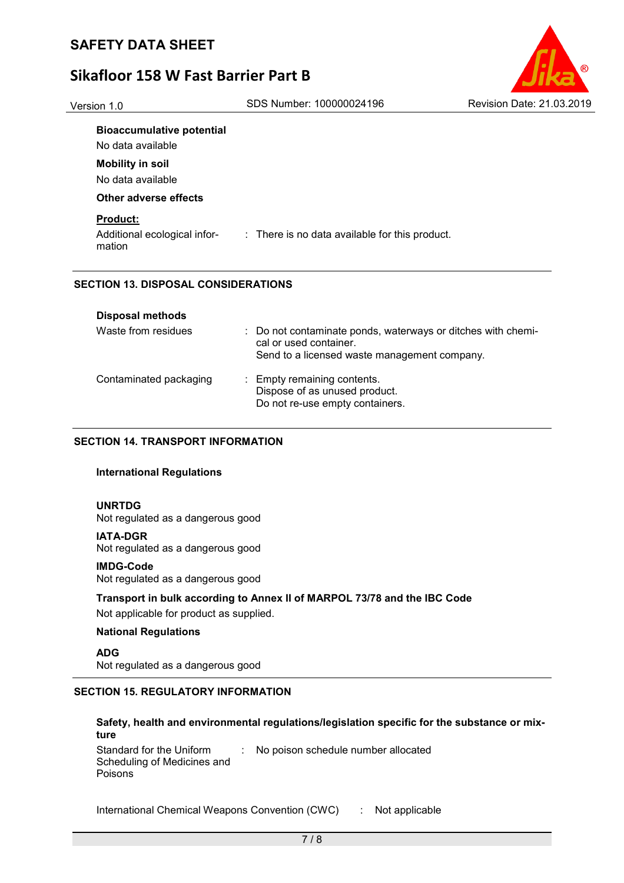**Bioaccumulative potential**

No data available

**Mobility in soil**

No data available

**Other adverse effects**

**Product:**

| | | |
|---|---|---|
| Additional ecological information | : | There is no data available for this product. |

## SECTION 13. DISPOSAL CONSIDERATIONS

**Disposal methods**

| | | |
|---|---|---|
| Waste from residues | : | Do not contaminate ponds, waterways or ditches with chemical or used container. Send to a licensed waste management company. |
| Contaminated packaging | : | Empty remaining contents. Dispose of as unused product. Do not re-use empty containers. |

## SECTION 14. TRANSPORT INFORMATION

**International Regulations**

**UNRTDG**

Not regulated as a dangerous good

**IATA-DGR**

Not regulated as a dangerous good

**IMDG-Code**

Not regulated as a dangerous good

**Transport in bulk according to Annex II of MARPOL 73/78 and the IBC Code**

Not applicable for product as supplied.

**National Regulations**

**ADG**

Not regulated as a dangerous good

## SECTION 15. REGULATORY INFORMATION

**Safety, health and environmental regulations/legislation specific for the substance or mixture**

| | | |
|---|---|---|
| Standard for the Uniform Scheduling of Medicines and Poisons | : | No poison schedule number allocated |
| International Chemical Weapons Convention (CWC) | : | Not applicable |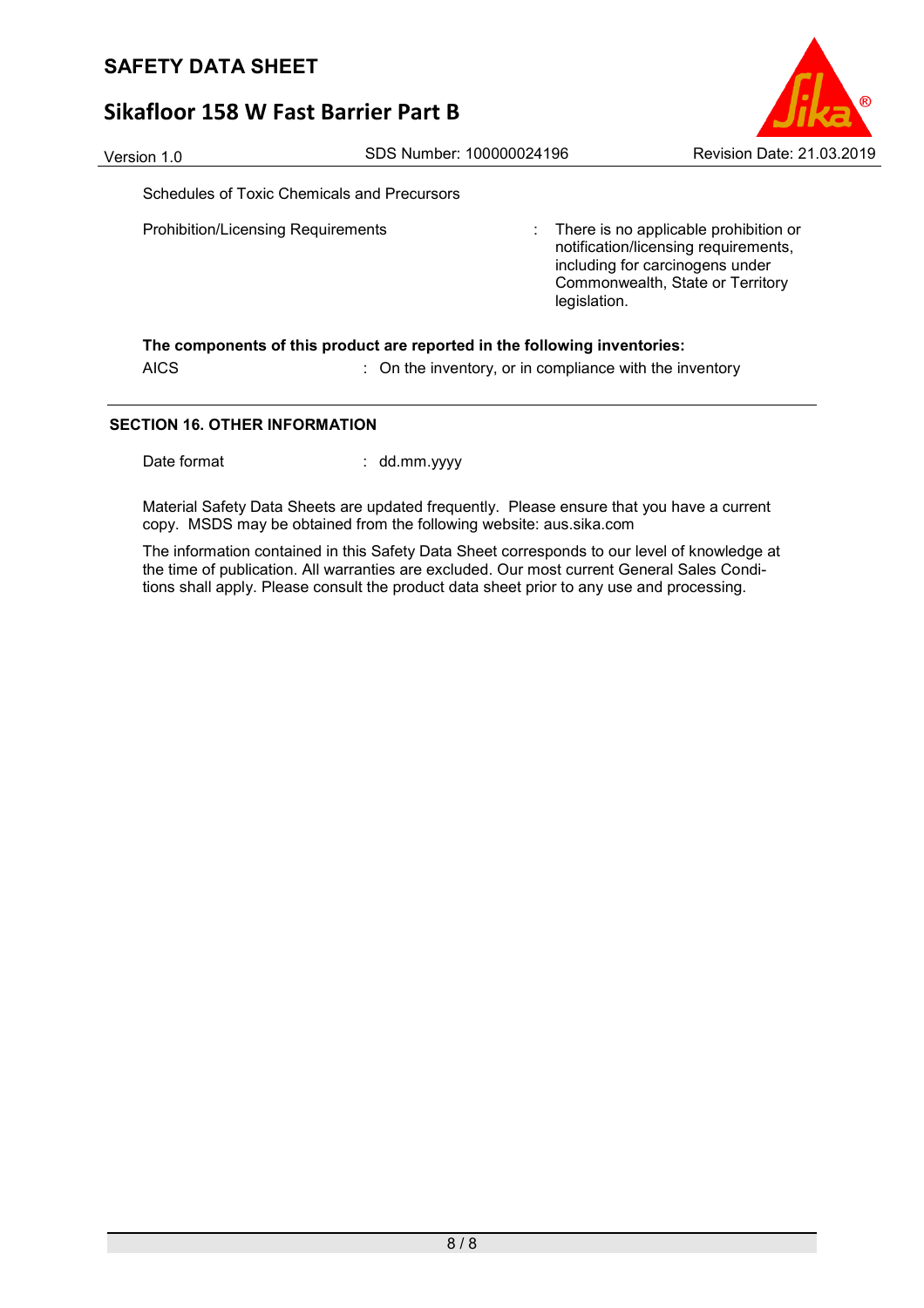Schedules of Toxic Chemicals and Precursors

| | |
|---|---|
| Prohibition/Licensing Requirements | : There is no applicable prohibition or notification/licensing requirements, including for carcinogens under Commonwealth, State or Territory legislation. |

**The components of this product are reported in the following inventories:**

| | |
|---|---|
| AICS | : On the inventory, or in compliance with the inventory |

## SECTION 16. OTHER INFORMATION

| | |
|---|---|
| Date format | : dd.mm.yyyy |

Material Safety Data Sheets are updated frequently. Please ensure that you have a current copy. MSDS may be obtained from the following website: aus.sika.com

The information contained in this Safety Data Sheet corresponds to our level of knowledge at the time of publication. All warranties are excluded. Our most current General Sales Conditions shall apply. Please consult the product data sheet prior to any use and processing.